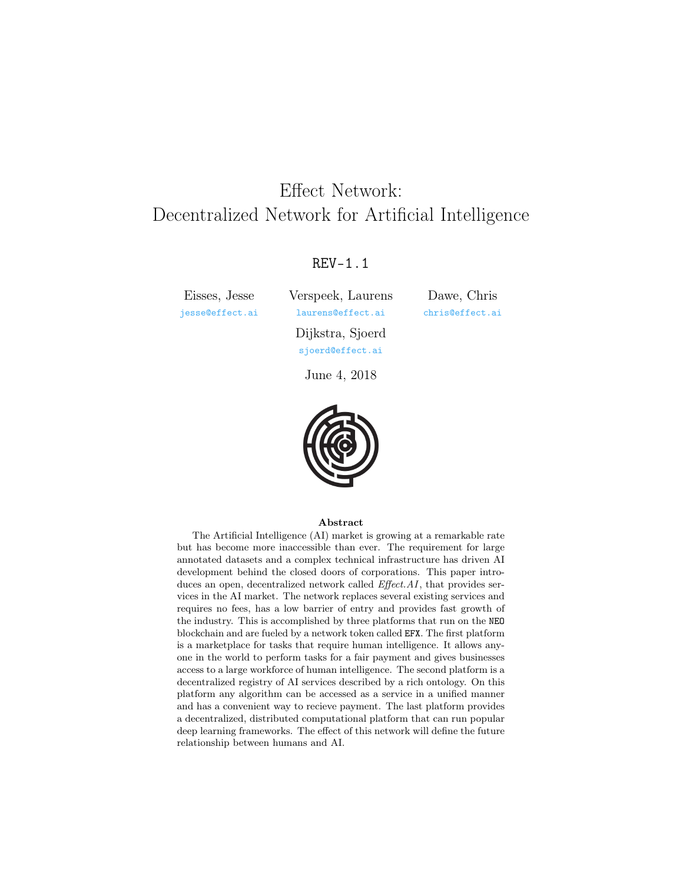# Effect Network: Decentralized Network for Artificial Intelligence

REV-1.1

Eisses, Jesse
jesse@effect.ai

Verspeek, Laurens
laurens@effect.ai

Dawe, Chris
chris@effect.ai

Dijkstra, Sjoerd
sjoerd@effect.ai

June 4, 2018

**Abstract**

The Artificial Intelligence (AI) market is growing at a remarkable rate but has become more inaccessible than ever. The requirement for large annotated datasets and a complex technical infrastructure has driven AI development behind the closed doors of corporations. This paper introduces an open, decentralized network called *Effect.AI*, that provides services in the AI market. The network replaces several existing services and requires no fees, has a low barrier of entry and provides fast growth of the industry. This is accomplished by three platforms that run on the `NEO` blockchain and are fueled by a network token called `EFX`. The first platform is a marketplace for tasks that require human intelligence. It allows anyone in the world to perform tasks for a fair payment and gives businesses access to a large workforce of human intelligence. The second platform is a decentralized registry of AI services described by a rich ontology. On this platform any algorithm can be accessed as a service in a unified manner and has a convenient way to recieve payment. The last platform provides a decentralized, distributed computational platform that can run popular deep learning frameworks. The effect of this network will define the future relationship between humans and AI.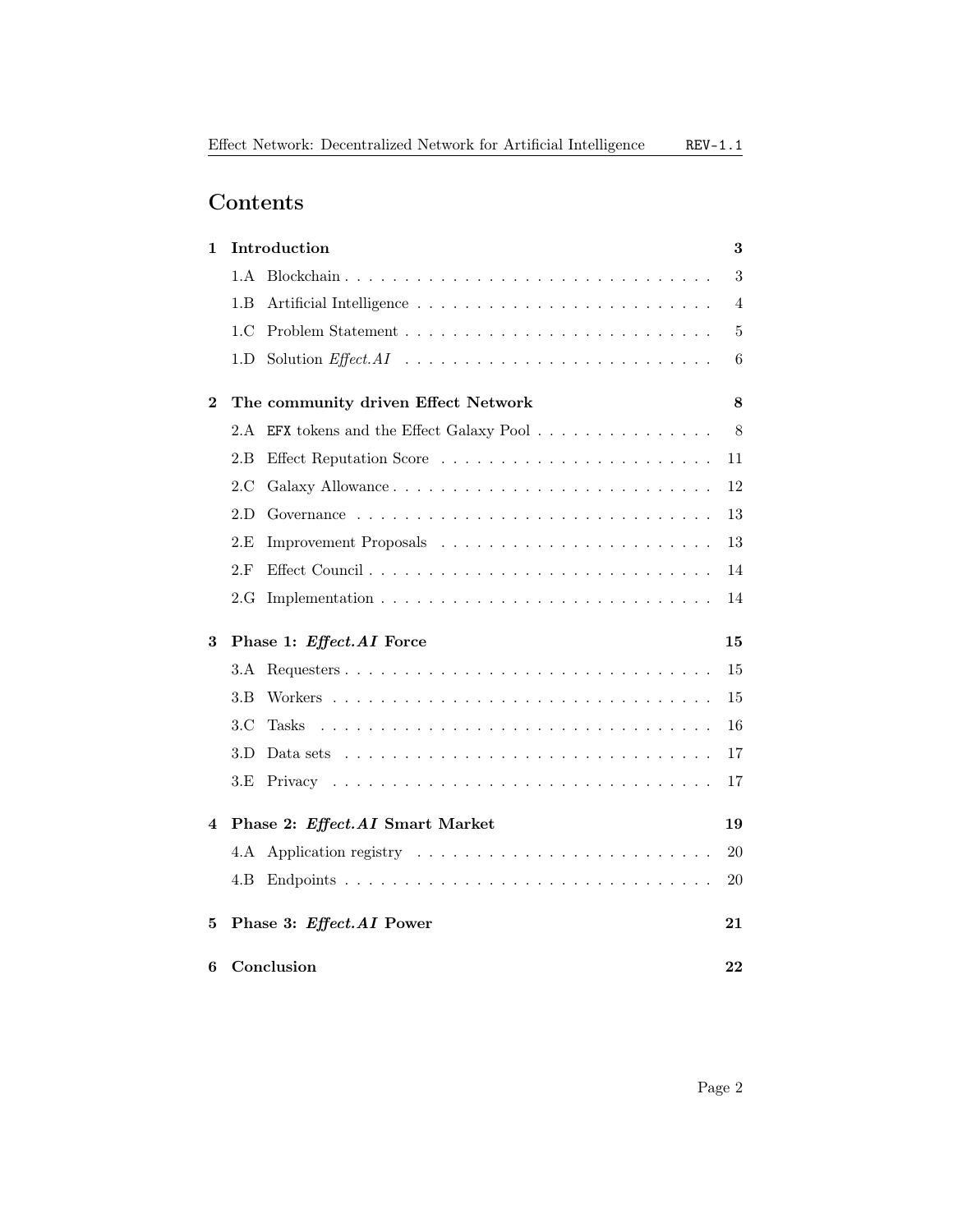# Contents

**1 Introduction** — **3**

- 1.A Blockchain — 3
- 1.B Artificial Intelligence — 4
- 1.C Problem Statement — 5
- 1.D Solution *Effect.AI* — 6

**2 The community driven Effect Network** — **8**

- 2.A `EFX` tokens and the Effect Galaxy Pool — 8
- 2.B Effect Reputation Score — 11
- 2.C Galaxy Allowance — 12
- 2.D Governance — 13
- 2.E Improvement Proposals — 13
- 2.F Effect Council — 14
- 2.G Implementation — 14

**3 Phase 1: *Effect.AI* Force** — **15**

- 3.A Requesters — 15
- 3.B Workers — 15
- 3.C Tasks — 16
- 3.D Data sets — 17
- 3.E Privacy — 17

**4 Phase 2: *Effect.AI* Smart Market** — **19**

- 4.A Application registry — 20
- 4.B Endpoints — 20

**5 Phase 3: *Effect.AI* Power** — **21**

**6 Conclusion** — **22**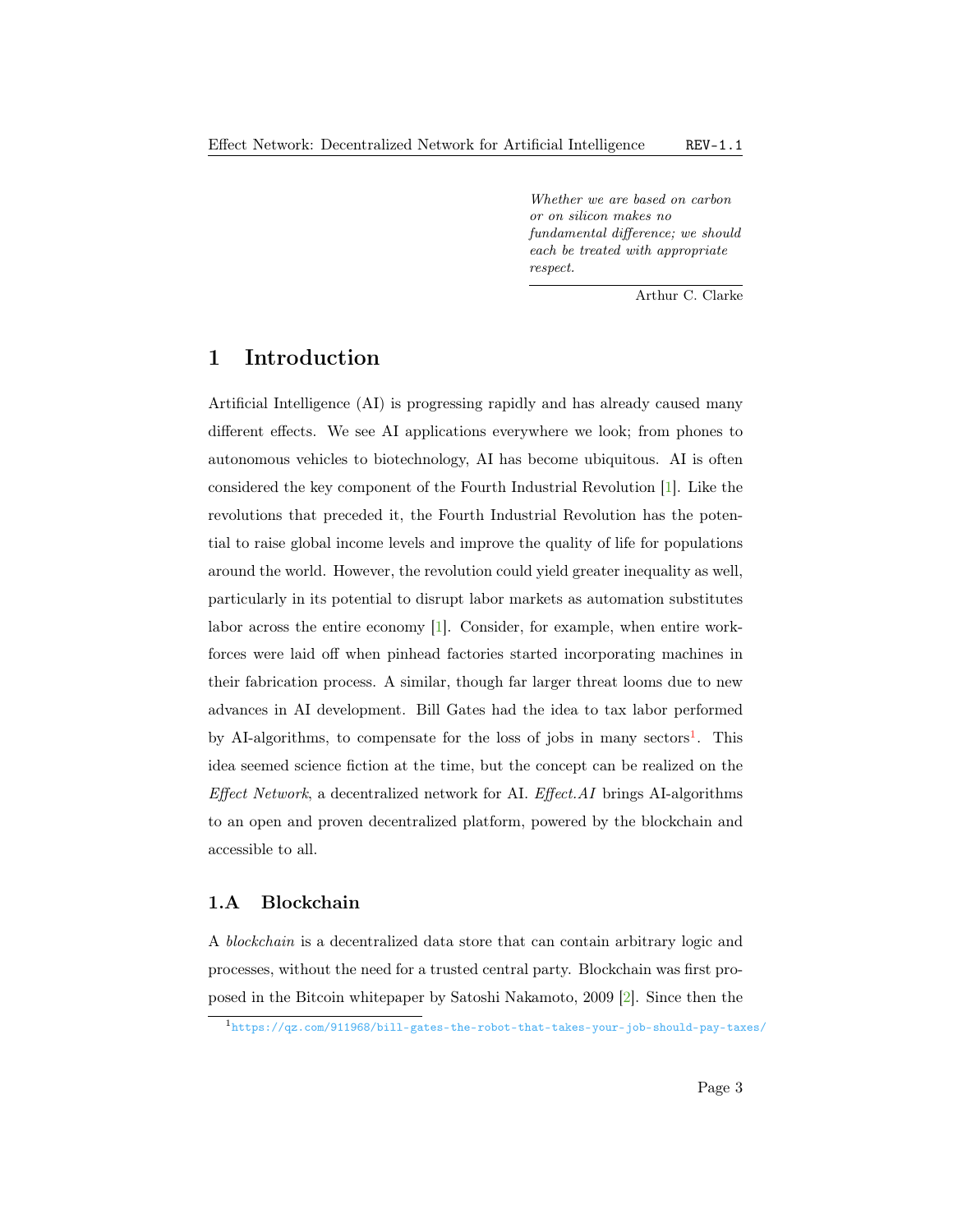*Whether we are based on carbon or on silicon makes no fundamental difference; we should each be treated with appropriate respect.*

Arthur C. Clarke

# 1 Introduction

Artificial Intelligence (AI) is progressing rapidly and has already caused many different effects. We see AI applications everywhere we look; from phones to autonomous vehicles to biotechnology, AI has become ubiquitous. AI is often considered the key component of the Fourth Industrial Revolution [1]. Like the revolutions that preceded it, the Fourth Industrial Revolution has the potential to raise global income levels and improve the quality of life for populations around the world. However, the revolution could yield greater inequality as well, particularly in its potential to disrupt labor markets as automation substitutes labor across the entire economy [1]. Consider, for example, when entire workforces were laid off when pinhead factories started incorporating machines in their fabrication process. A similar, though far larger threat looms due to new advances in AI development. Bill Gates had the idea to tax labor performed by AI-algorithms, to compensate for the loss of jobs in many sectors[1]. This idea seemed science fiction at the time, but the concept can be realized on the *Effect Network*, a decentralized network for AI. *Effect.AI* brings AI-algorithms to an open and proven decentralized platform, powered by the blockchain and accessible to all.

## 1.A Blockchain

A *blockchain* is a decentralized data store that can contain arbitrary logic and processes, without the need for a trusted central party. Blockchain was first proposed in the Bitcoin whitepaper by Satoshi Nakamoto, 2009 [2]. Since then the

[1] https://qz.com/911968/bill-gates-the-robot-that-takes-your-job-should-pay-taxes/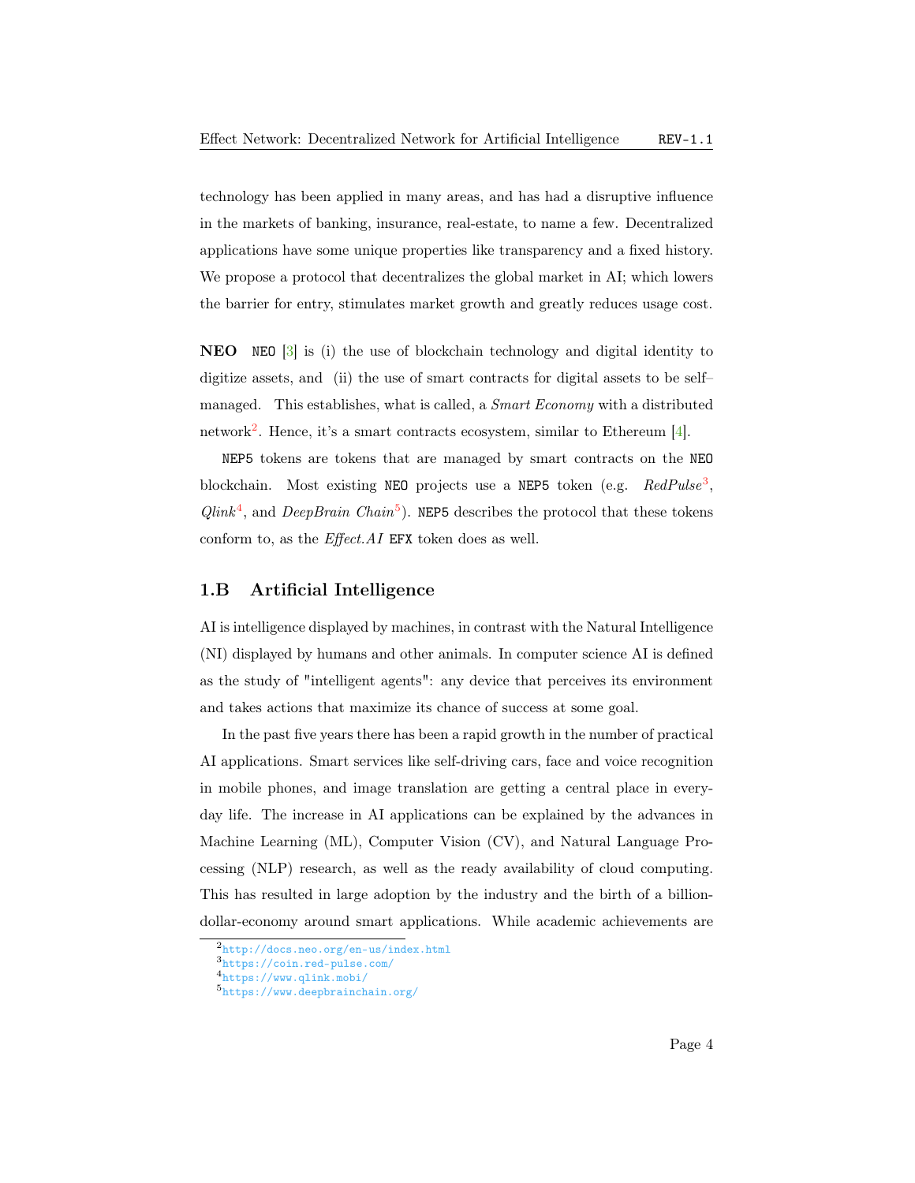technology has been applied in many areas, and has had a disruptive influence in the markets of banking, insurance, real-estate, to name a few. Decentralized applications have some unique properties like transparency and a fixed history. We propose a protocol that decentralizes the global market in AI; which lowers the barrier for entry, stimulates market growth and greatly reduces usage cost.

**NEO** NEO [3] is (i) the use of blockchain technology and digital identity to digitize assets, and (ii) the use of smart contracts for digital assets to be self–managed. This establishes, what is called, a *Smart Economy* with a distributed network[2]. Hence, it's a smart contracts ecosystem, similar to Ethereum [4].

NEP5 tokens are tokens that are managed by smart contracts on the NEO blockchain. Most existing NEO projects use a NEP5 token (e.g. *RedPulse*[3], *Qlink*[4], and *DeepBrain Chain*[5]). NEP5 describes the protocol that these tokens conform to, as the *Effect.AI* EFX token does as well.

## 1.B Artificial Intelligence

AI is intelligence displayed by machines, in contrast with the Natural Intelligence (NI) displayed by humans and other animals. In computer science AI is defined as the study of "intelligent agents": any device that perceives its environment and takes actions that maximize its chance of success at some goal.

In the past five years there has been a rapid growth in the number of practical AI applications. Smart services like self-driving cars, face and voice recognition in mobile phones, and image translation are getting a central place in everyday life. The increase in AI applications can be explained by the advances in Machine Learning (ML), Computer Vision (CV), and Natural Language Processing (NLP) research, as well as the ready availability of cloud computing. This has resulted in large adoption by the industry and the birth of a billion-dollar-economy around smart applications. While academic achievements are

[2] http://docs.neo.org/en-us/index.html
[3] https://coin.red-pulse.com/
[4] https://www.qlink.mobi/
[5] https://www.deepbrainchain.org/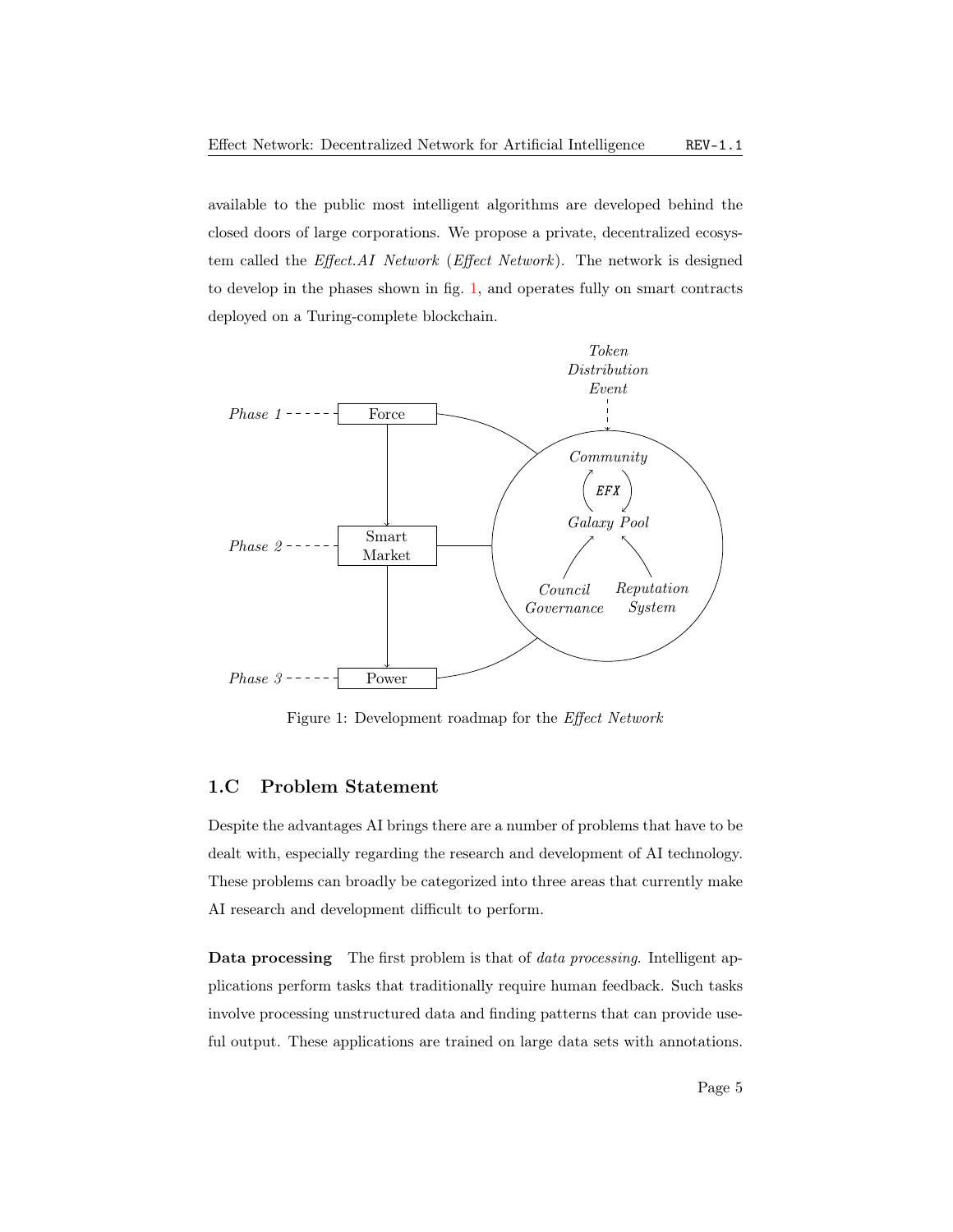available to the public most intelligent algorithms are developed behind the closed doors of large corporations. We propose a private, decentralized ecosystem called the *Effect.AI Network* (*Effect Network*). The network is designed to develop in the phases shown in fig. 1, and operates fully on smart contracts deployed on a Turing-complete blockchain.

Figure 1: Development roadmap for the *Effect Network*

## 1.C Problem Statement

Despite the advantages AI brings there are a number of problems that have to be dealt with, especially regarding the research and development of AI technology. These problems can broadly be categorized into three areas that currently make AI research and development difficult to perform.

**Data processing** The first problem is that of *data processing*. Intelligent applications perform tasks that traditionally require human feedback. Such tasks involve processing unstructured data and finding patterns that can provide useful output. These applications are trained on large data sets with annotations.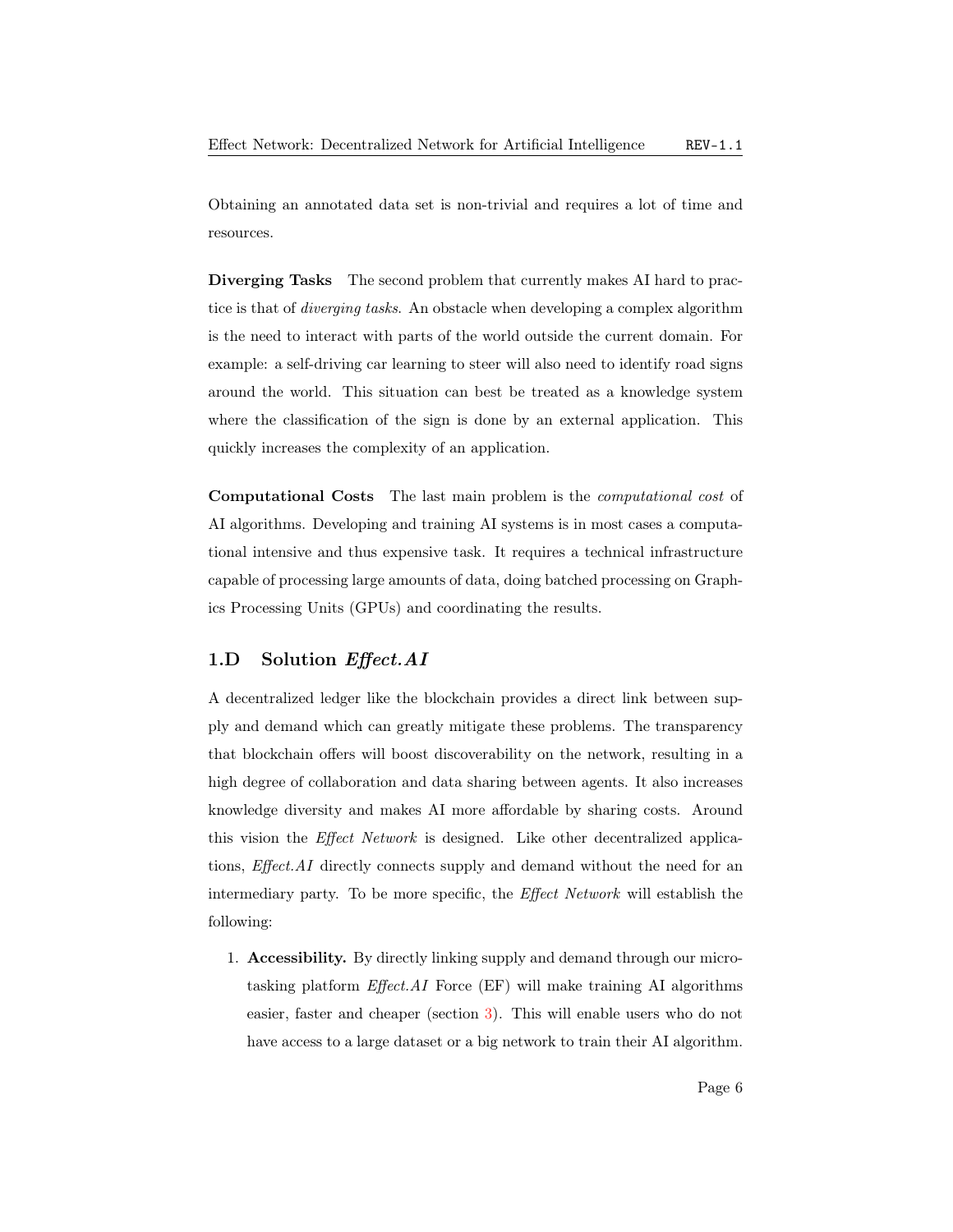Obtaining an annotated data set is non-trivial and requires a lot of time and resources.

**Diverging Tasks** The second problem that currently makes AI hard to practice is that of *diverging tasks*. An obstacle when developing a complex algorithm is the need to interact with parts of the world outside the current domain. For example: a self-driving car learning to steer will also need to identify road signs around the world. This situation can best be treated as a knowledge system where the classification of the sign is done by an external application. This quickly increases the complexity of an application.

**Computational Costs** The last main problem is the *computational cost* of AI algorithms. Developing and training AI systems is in most cases a computational intensive and thus expensive task. It requires a technical infrastructure capable of processing large amounts of data, doing batched processing on Graphics Processing Units (GPUs) and coordinating the results.

## 1.D Solution *Effect.AI*

A decentralized ledger like the blockchain provides a direct link between supply and demand which can greatly mitigate these problems. The transparency that blockchain offers will boost discoverability on the network, resulting in a high degree of collaboration and data sharing between agents. It also increases knowledge diversity and makes AI more affordable by sharing costs. Around this vision the *Effect Network* is designed. Like other decentralized applications, *Effect.AI* directly connects supply and demand without the need for an intermediary party. To be more specific, the *Effect Network* will establish the following:

1. **Accessibility.** By directly linking supply and demand through our micro-tasking platform *Effect.AI* Force (EF) will make training AI algorithms easier, faster and cheaper (section 3). This will enable users who do not have access to a large dataset or a big network to train their AI algorithm.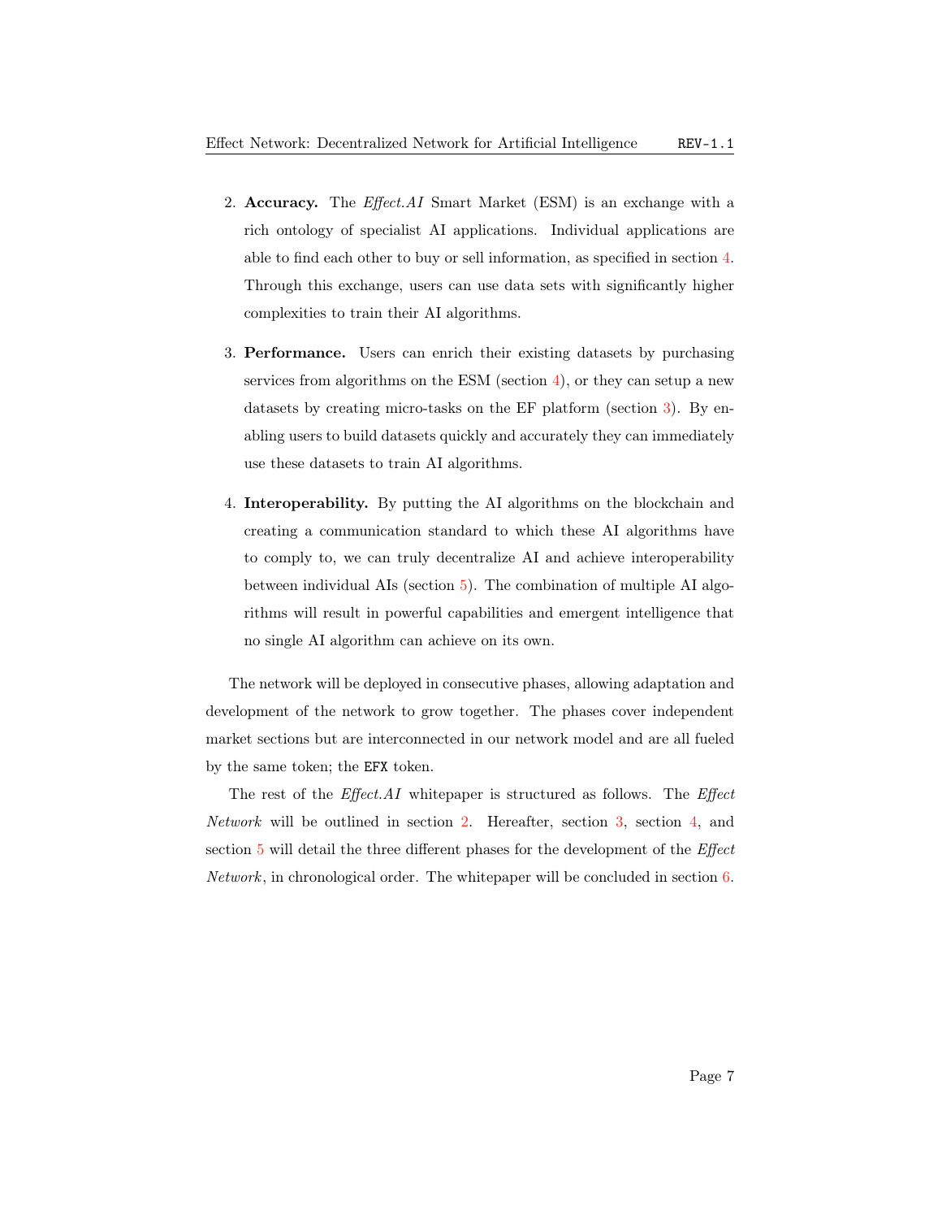2. **Accuracy.** The *Effect.AI* Smart Market (ESM) is an exchange with a rich ontology of specialist AI applications. Individual applications are able to find each other to buy or sell information, as specified in section 4. Through this exchange, users can use data sets with significantly higher complexities to train their AI algorithms.

3. **Performance.** Users can enrich their existing datasets by purchasing services from algorithms on the ESM (section 4), or they can setup a new datasets by creating micro-tasks on the EF platform (section 3). By enabling users to build datasets quickly and accurately they can immediately use these datasets to train AI algorithms.

4. **Interoperability.** By putting the AI algorithms on the blockchain and creating a communication standard to which these AI algorithms have to comply to, we can truly decentralize AI and achieve interoperability between individual AIs (section 5). The combination of multiple AI algorithms will result in powerful capabilities and emergent intelligence that no single AI algorithm can achieve on its own.

The network will be deployed in consecutive phases, allowing adaptation and development of the network to grow together. The phases cover independent market sections but are interconnected in our network model and are all fueled by the same token; the `EFX` token.

The rest of the *Effect.AI* whitepaper is structured as follows. The *Effect Network* will be outlined in section 2. Hereafter, section 3, section 4, and section 5 will detail the three different phases for the development of the *Effect Network*, in chronological order. The whitepaper will be concluded in section 6.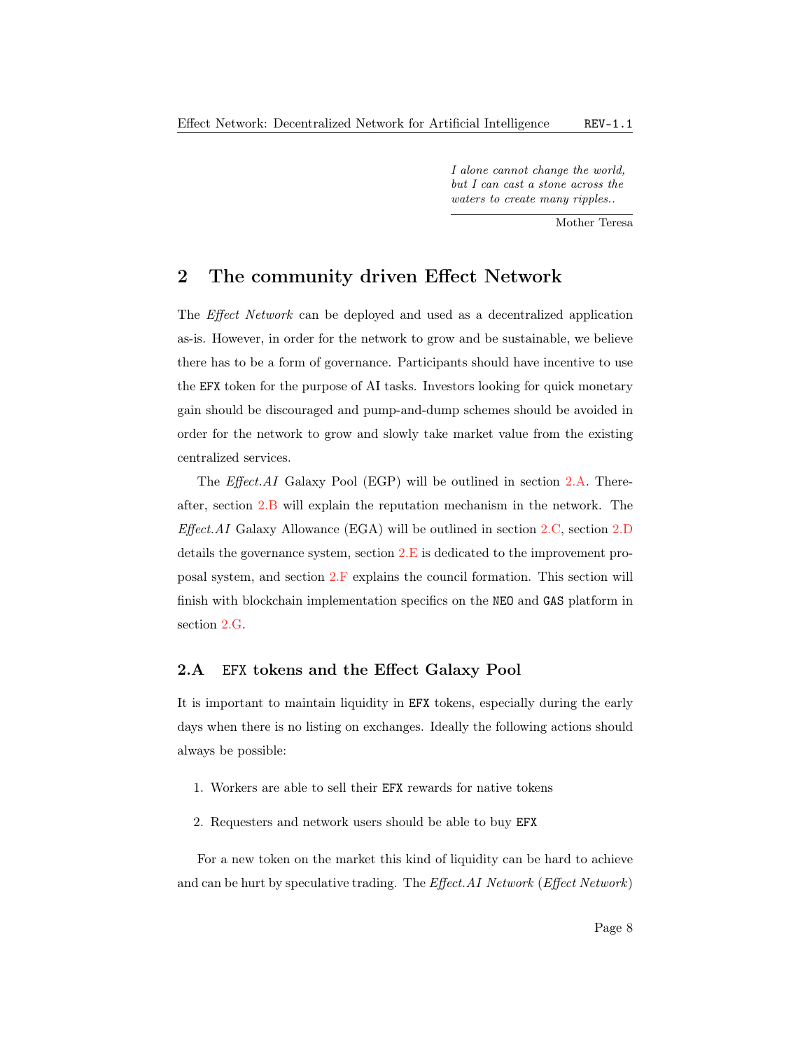> *I alone cannot change the world, but I can cast a stone across the waters to create many ripples..*
>
> Mother Teresa

## 2 The community driven Effect Network

The *Effect Network* can be deployed and used as a decentralized application as-is. However, in order for the network to grow and be sustainable, we believe there has to be a form of governance. Participants should have incentive to use the `EFX` token for the purpose of AI tasks. Investors looking for quick monetary gain should be discouraged and pump-and-dump schemes should be avoided in order for the network to grow and slowly take market value from the existing centralized services.

The *Effect.AI* Galaxy Pool (EGP) will be outlined in section 2.A. Thereafter, section 2.B will explain the reputation mechanism in the network. The *Effect.AI* Galaxy Allowance (EGA) will be outlined in section 2.C, section 2.D details the governance system, section 2.E is dedicated to the improvement proposal system, and section 2.F explains the council formation. This section will finish with blockchain implementation specifics on the `NEO` and `GAS` platform in section 2.G.

### 2.A `EFX` tokens and the Effect Galaxy Pool

It is important to maintain liquidity in `EFX` tokens, especially during the early days when there is no listing on exchanges. Ideally the following actions should always be possible:

1. Workers are able to sell their `EFX` rewards for native tokens
2. Requesters and network users should be able to buy `EFX`

For a new token on the market this kind of liquidity can be hard to achieve and can be hurt by speculative trading. The *Effect.AI Network* (*Effect Network*)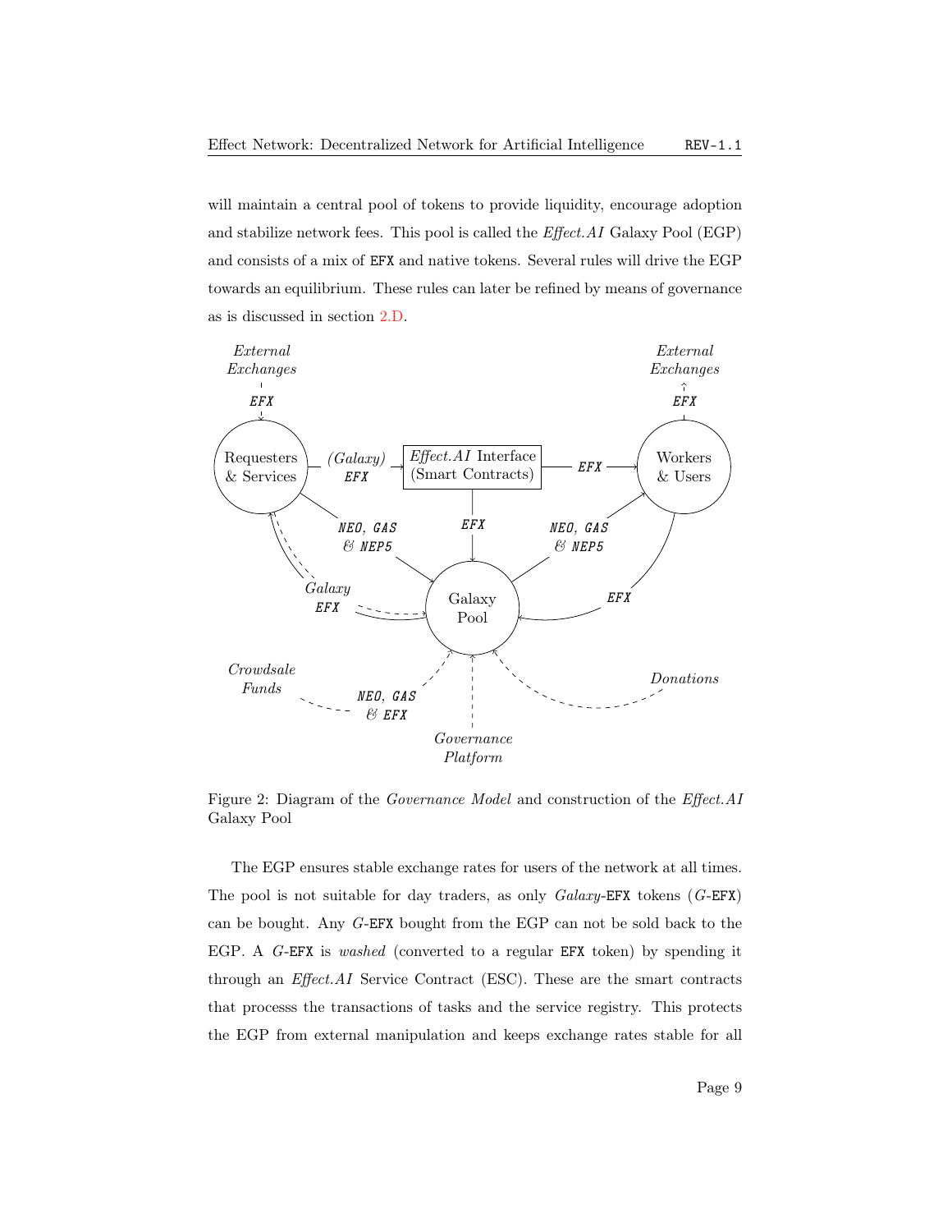will maintain a central pool of tokens to provide liquidity, encourage adoption and stabilize network fees. This pool is called the *Effect.AI* Galaxy Pool (EGP) and consists of a mix of `EFX` and native tokens. Several rules will drive the EGP towards an equilibrium. These rules can later be refined by means of governance as is discussed in section 2.D.

Figure 2: Diagram of the *Governance Model* and construction of the *Effect.AI* Galaxy Pool

The EGP ensures stable exchange rates for users of the network at all times. The pool is not suitable for day traders, as only *Galaxy*-`EFX` tokens (*G*-`EFX`) can be bought. Any *G*-`EFX` bought from the EGP can not be sold back to the EGP. A *G*-`EFX` is *washed* (converted to a regular `EFX` token) by spending it through an *Effect.AI* Service Contract (ESC). These are the smart contracts that processs the transactions of tasks and the service registry. This protects the EGP from external manipulation and keeps exchange rates stable for all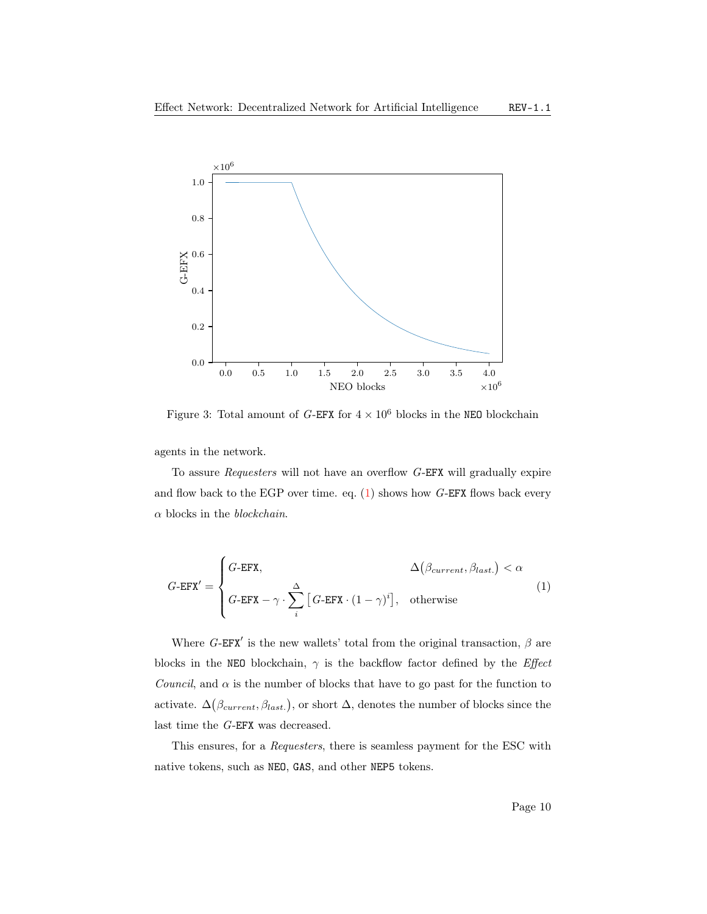Figure 3: Total amount of $G$-EFX for $4 \times 10^6$ blocks in the NEO blockchain

agents in the network.

To assure *Requesters* will not have an overflow $G$-EFX will gradually expire and flow back to the EGP over time. eq. (1) shows how $G$-EFX flows back every $\alpha$ blocks in the *blockchain*.

$$G\text{-EFX}' = \begin{cases} G\text{-EFX}, & \Delta(\beta_{current}, \beta_{last.}) < \alpha \\ G\text{-EFX} - \gamma \cdot \sum_{i}^{\Delta} \left[ G\text{-EFX} \cdot (1-\gamma)^i \right], & \text{otherwise} \end{cases} \tag{1}$$

Where $G\text{-EFX}'$ is the new wallets' total from the original transaction, $\beta$ are blocks in the NEO blockchain, $\gamma$ is the backflow factor defined by the *Effect Council*, and $\alpha$ is the number of blocks that have to go past for the function to activate. $\Delta(\beta_{current}, \beta_{last.})$, or short $\Delta$, denotes the number of blocks since the last time the $G$-EFX was decreased.

This ensures, for a *Requesters*, there is seamless payment for the ESC with native tokens, such as NEO, GAS, and other NEP5 tokens.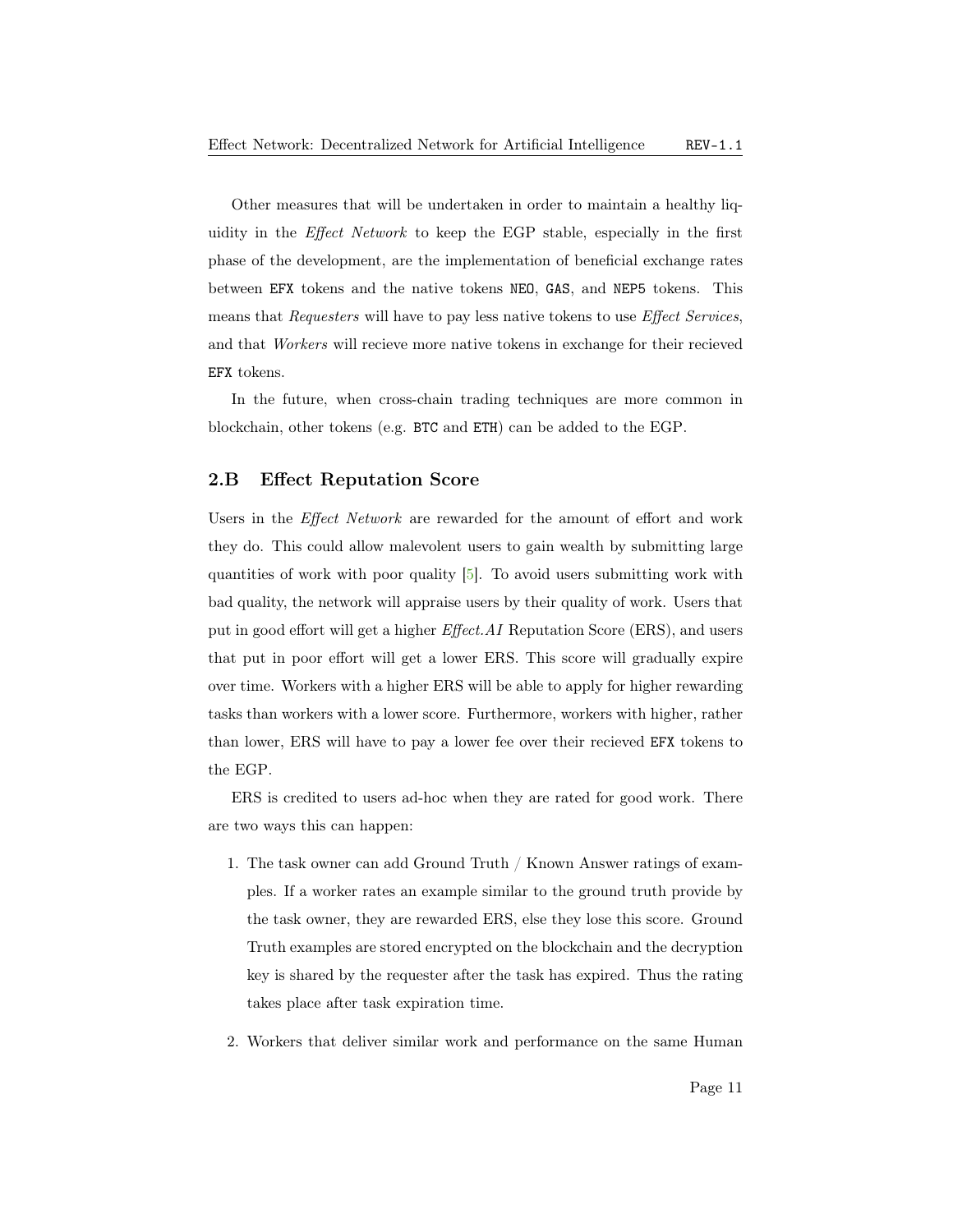Other measures that will be undertaken in order to maintain a healthy liquidity in the *Effect Network* to keep the EGP stable, especially in the first phase of the development, are the implementation of beneficial exchange rates between `EFX` tokens and the native tokens `NEO`, `GAS`, and `NEP5` tokens. This means that *Requesters* will have to pay less native tokens to use *Effect Services*, and that *Workers* will recieve more native tokens in exchange for their recieved `EFX` tokens.

In the future, when cross-chain trading techniques are more common in blockchain, other tokens (e.g. `BTC` and `ETH`) can be added to the EGP.

## 2.B Effect Reputation Score

Users in the *Effect Network* are rewarded for the amount of effort and work they do. This could allow malevolent users to gain wealth by submitting large quantities of work with poor quality [5]. To avoid users submitting work with bad quality, the network will appraise users by their quality of work. Users that put in good effort will get a higher *Effect.AI* Reputation Score (ERS), and users that put in poor effort will get a lower ERS. This score will gradually expire over time. Workers with a higher ERS will be able to apply for higher rewarding tasks than workers with a lower score. Furthermore, workers with higher, rather than lower, ERS will have to pay a lower fee over their recieved `EFX` tokens to the EGP.

ERS is credited to users ad-hoc when they are rated for good work. There are two ways this can happen:

1. The task owner can add Ground Truth / Known Answer ratings of examples. If a worker rates an example similar to the ground truth provide by the task owner, they are rewarded ERS, else they lose this score. Ground Truth examples are stored encrypted on the blockchain and the decryption key is shared by the requester after the task has expired. Thus the rating takes place after task expiration time.

2. Workers that deliver similar work and performance on the same Human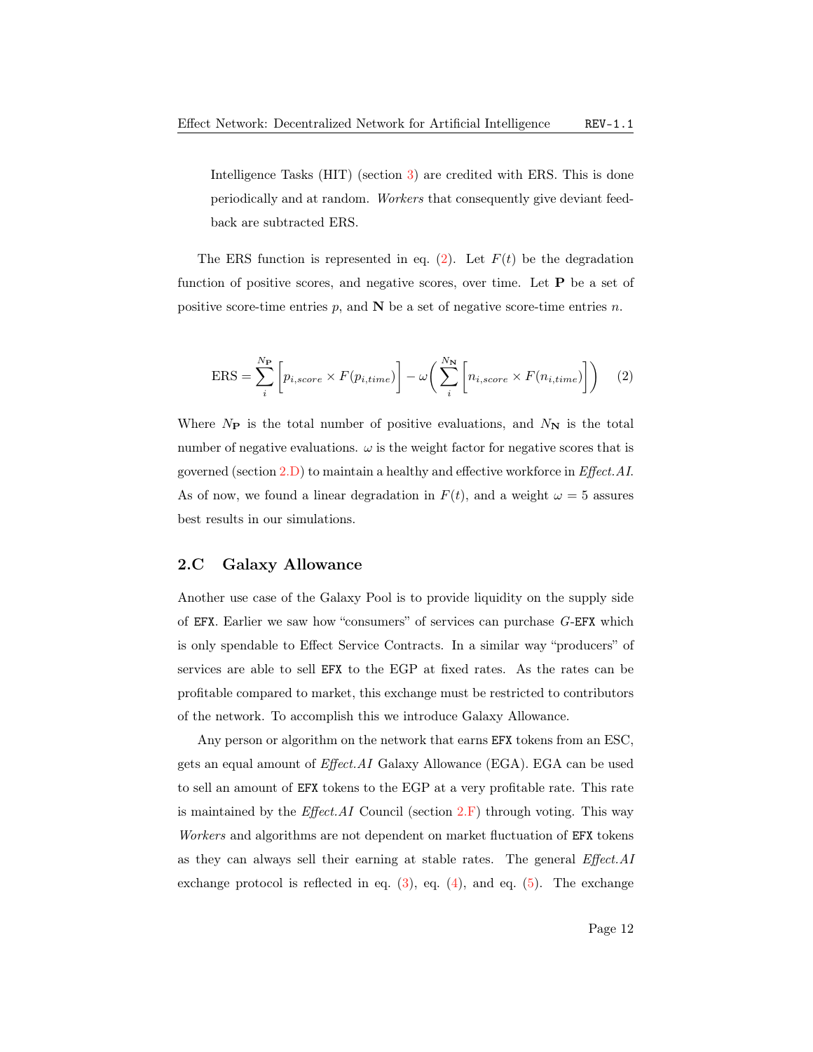Intelligence Tasks (HIT) (section 3) are credited with ERS. This is done periodically and at random. *Workers* that consequently give deviant feedback are subtracted ERS.

The ERS function is represented in eq. (2). Let $F(t)$ be the degradation function of positive scores, and negative scores, over time. Let $\mathbf{P}$ be a set of positive score-time entries $p$, and $\mathbf{N}$ be a set of negative score-time entries $n$.

$$\text{ERS} = \sum_{i}^{N_{\mathbf{P}}} \left[ p_{i,score} \times F(p_{i,time}) \right] - \omega \left( \sum_{i}^{N_{\mathbf{N}}} \left[ n_{i,score} \times F(n_{i,time}) \right] \right) \tag{2}$$

Where $N_{\mathbf{P}}$ is the total number of positive evaluations, and $N_{\mathbf{N}}$ is the total number of negative evaluations. $\omega$ is the weight factor for negative scores that is governed (section 2.D) to maintain a healthy and effective workforce in *Effect.AI*. As of now, we found a linear degradation in $F(t)$, and a weight $\omega = 5$ assures best results in our simulations.

## 2.C Galaxy Allowance

Another use case of the Galaxy Pool is to provide liquidity on the supply side of `EFX`. Earlier we saw how "consumers" of services can purchase *G*-`EFX` which is only spendable to Effect Service Contracts. In a similar way "producers" of services are able to sell `EFX` to the EGP at fixed rates. As the rates can be profitable compared to market, this exchange must be restricted to contributors of the network. To accomplish this we introduce Galaxy Allowance.

Any person or algorithm on the network that earns `EFX` tokens from an ESC, gets an equal amount of *Effect.AI* Galaxy Allowance (EGA). EGA can be used to sell an amount of `EFX` tokens to the EGP at a very profitable rate. This rate is maintained by the *Effect.AI* Council (section 2.F) through voting. This way *Workers* and algorithms are not dependent on market fluctuation of `EFX` tokens as they can always sell their earning at stable rates. The general *Effect.AI* exchange protocol is reflected in eq. (3), eq. (4), and eq. (5). The exchange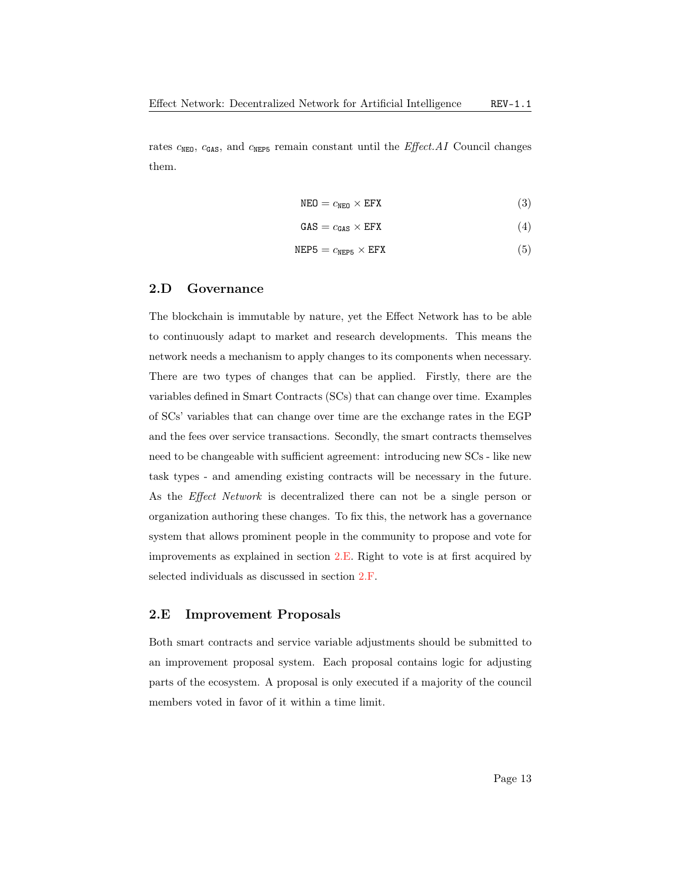rates $c_{\texttt{NEO}}$, $c_{\texttt{GAS}}$, and $c_{\texttt{NEP5}}$ remain constant until the *Effect.AI* Council changes them.

$$\texttt{NEO} = c_{\texttt{NEO}} \times \texttt{EFX} \tag{3}$$

$$\texttt{GAS} = c_{\texttt{GAS}} \times \texttt{EFX} \tag{4}$$

$$\texttt{NEP5} = c_{\texttt{NEP5}} \times \texttt{EFX} \tag{5}$$

## 2.D Governance

The blockchain is immutable by nature, yet the Effect Network has to be able to continuously adapt to market and research developments. This means the network needs a mechanism to apply changes to its components when necessary. There are two types of changes that can be applied. Firstly, there are the variables defined in Smart Contracts (SCs) that can change over time. Examples of SCs' variables that can change over time are the exchange rates in the EGP and the fees over service transactions. Secondly, the smart contracts themselves need to be changeable with sufficient agreement: introducing new SCs - like new task types - and amending existing contracts will be necessary in the future. As the *Effect Network* is decentralized there can not be a single person or organization authoring these changes. To fix this, the network has a governance system that allows prominent people in the community to propose and vote for improvements as explained in section 2.E. Right to vote is at first acquired by selected individuals as discussed in section 2.F.

## 2.E Improvement Proposals

Both smart contracts and service variable adjustments should be submitted to an improvement proposal system. Each proposal contains logic for adjusting parts of the ecosystem. A proposal is only executed if a majority of the council members voted in favor of it within a time limit.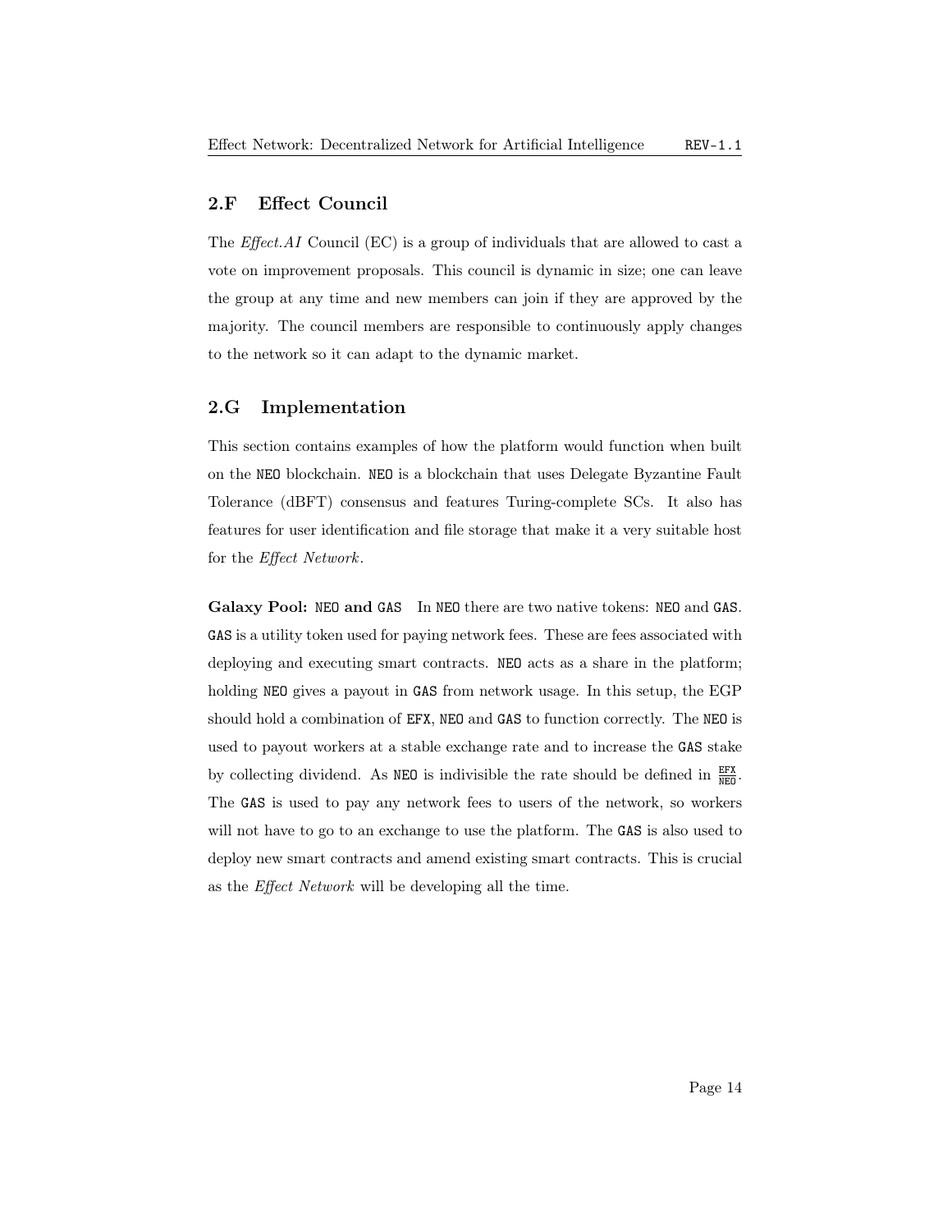## 2.F Effect Council

The *Effect.AI* Council (EC) is a group of individuals that are allowed to cast a vote on improvement proposals. This council is dynamic in size; one can leave the group at any time and new members can join if they are approved by the majority. The council members are responsible to continuously apply changes to the network so it can adapt to the dynamic market.

## 2.G Implementation

This section contains examples of how the platform would function when built on the NEO blockchain. NEO is a blockchain that uses Delegate Byzantine Fault Tolerance (dBFT) consensus and features Turing-complete SCs. It also has features for user identification and file storage that make it a very suitable host for the *Effect Network*.

**Galaxy Pool: NEO and GAS** In NEO there are two native tokens: NEO and GAS. GAS is a utility token used for paying network fees. These are fees associated with deploying and executing smart contracts. NEO acts as a share in the platform; holding NEO gives a payout in GAS from network usage. In this setup, the EGP should hold a combination of EFX, NEO and GAS to function correctly. The NEO is used to payout workers at a stable exchange rate and to increase the GAS stake by collecting dividend. As NEO is indivisible the rate should be defined in $\frac{\texttt{EFX}}{\texttt{NEO}}$. The GAS is used to pay any network fees to users of the network, so workers will not have to go to an exchange to use the platform. The GAS is also used to deploy new smart contracts and amend existing smart contracts. This is crucial as the *Effect Network* will be developing all the time.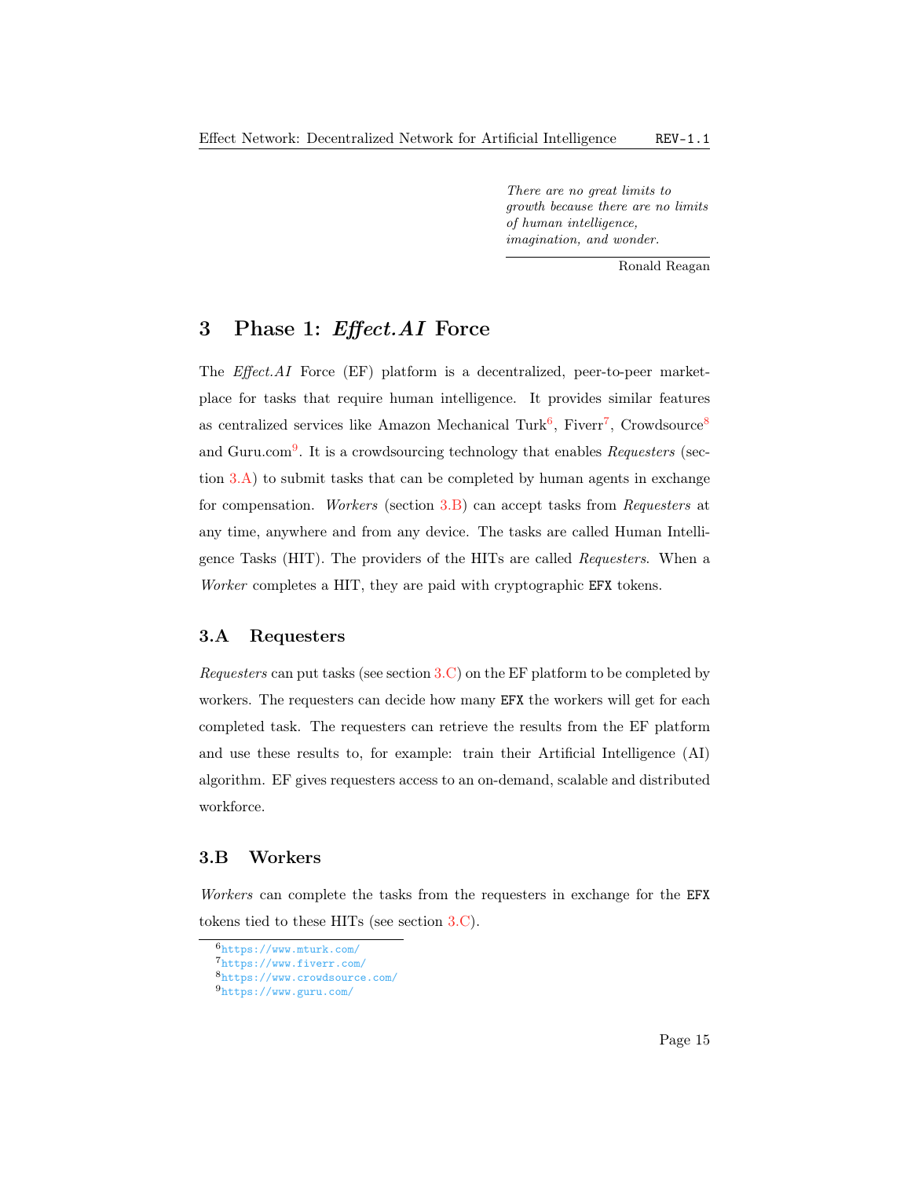*There are no great limits to growth because there are no limits of human intelligence, imagination, and wonder.*

Ronald Reagan

# 3 Phase 1: *Effect.AI* Force

The *Effect.AI* Force (EF) platform is a decentralized, peer-to-peer marketplace for tasks that require human intelligence. It provides similar features as centralized services like Amazon Mechanical Turk[6], Fiverr[7], Crowdsource[8] and Guru.com[9]. It is a crowdsourcing technology that enables *Requesters* (section 3.A) to submit tasks that can be completed by human agents in exchange for compensation. *Workers* (section 3.B) can accept tasks from *Requesters* at any time, anywhere and from any device. The tasks are called Human Intelligence Tasks (HIT). The providers of the HITs are called *Requesters*. When a *Worker* completes a HIT, they are paid with cryptographic `EFX` tokens.

## 3.A Requesters

*Requesters* can put tasks (see section 3.C) on the EF platform to be completed by workers. The requesters can decide how many `EFX` the workers will get for each completed task. The requesters can retrieve the results from the EF platform and use these results to, for example: train their Artificial Intelligence (AI) algorithm. EF gives requesters access to an on-demand, scalable and distributed workforce.

## 3.B Workers

*Workers* can complete the tasks from the requesters in exchange for the `EFX` tokens tied to these HITs (see section 3.C).

---

[6] https://www.mturk.com/
[7] https://www.fiverr.com/
[8] https://www.crowdsource.com/
[9] https://www.guru.com/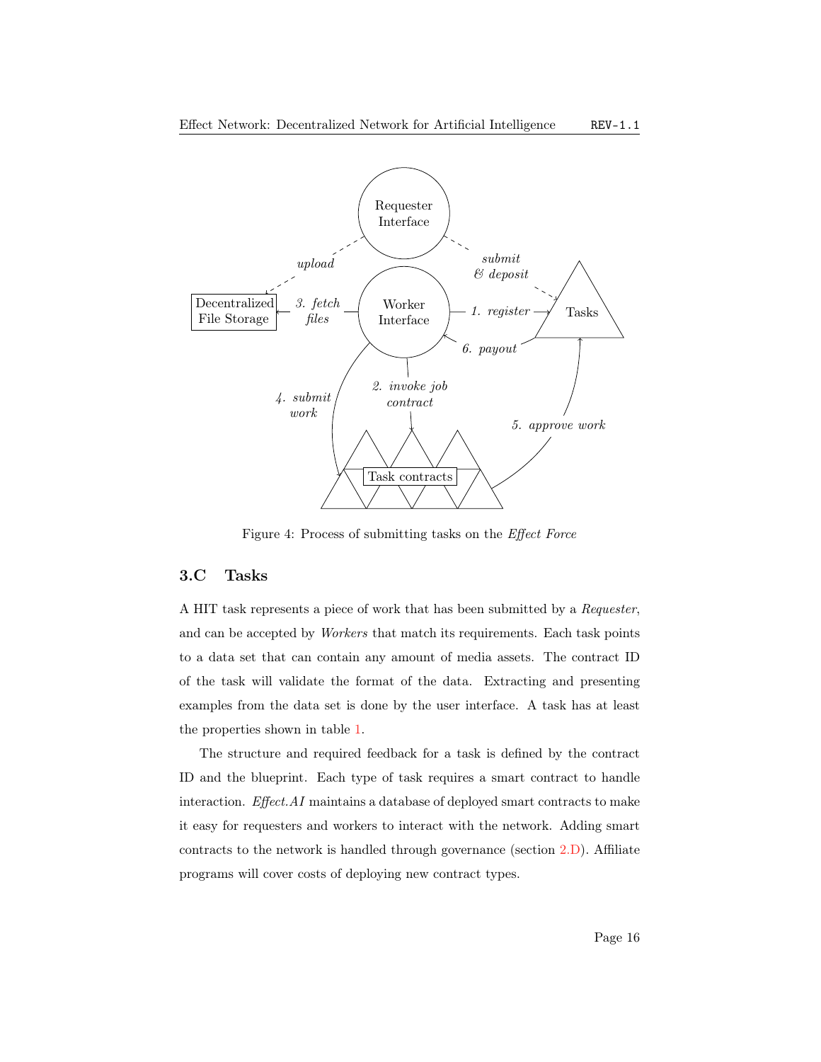Figure 4: Process of submitting tasks on the *Effect Force*

## 3.C Tasks

A HIT task represents a piece of work that has been submitted by a *Requester*, and can be accepted by *Workers* that match its requirements. Each task points to a data set that can contain any amount of media assets. The contract ID of the task will validate the format of the data. Extracting and presenting examples from the data set is done by the user interface. A task has at least the properties shown in table 1.

The structure and required feedback for a task is defined by the contract ID and the blueprint. Each type of task requires a smart contract to handle interaction. *Effect.AI* maintains a database of deployed smart contracts to make it easy for requesters and workers to interact with the network. Adding smart contracts to the network is handled through governance (section 2.D). Affiliate programs will cover costs of deploying new contract types.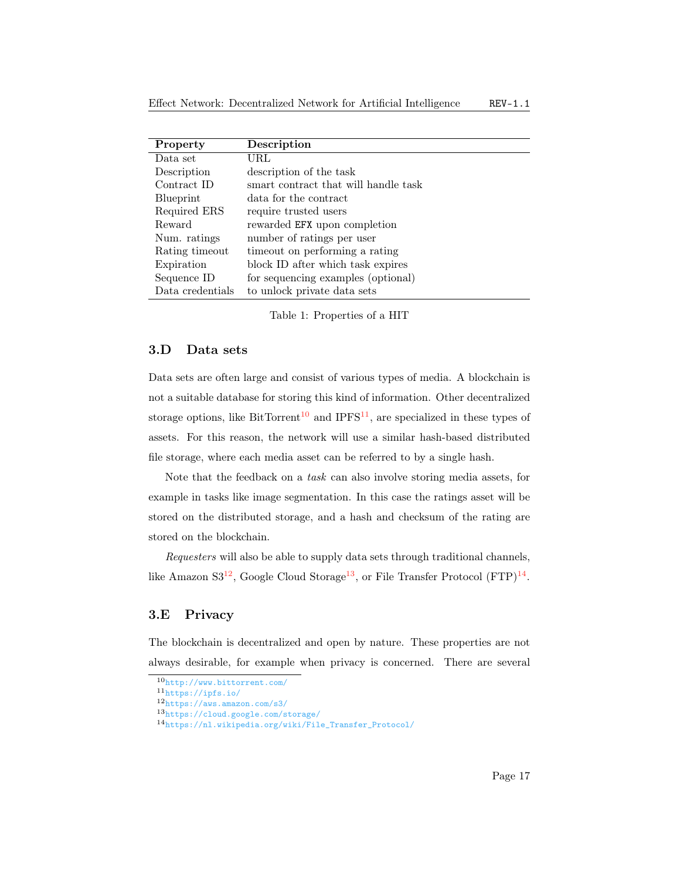| Property | Description |
|---|---|
| Data set | URL |
| Description | description of the task |
| Contract ID | smart contract that will handle task |
| Blueprint | data for the contract |
| Required ERS | require trusted users |
| Reward | rewarded `EFX` upon completion |
| Num. ratings | number of ratings per user |
| Rating timeout | timeout on performing a rating |
| Expiration | block ID after which task expires |
| Sequence ID | for sequencing examples (optional) |
| Data credentials | to unlock private data sets |

Table 1: Properties of a HIT

### 3.D Data sets

Data sets are often large and consist of various types of media. A blockchain is not a suitable database for storing this kind of information. Other decentralized storage options, like BitTorrent[10] and IPFS[11], are specialized in these types of assets. For this reason, the network will use a similar hash-based distributed file storage, where each media asset can be referred to by a single hash.

Note that the feedback on a *task* can also involve storing media assets, for example in tasks like image segmentation. In this case the ratings asset will be stored on the distributed storage, and a hash and checksum of the rating are stored on the blockchain.

*Requesters* will also be able to supply data sets through traditional channels, like Amazon S3[12], Google Cloud Storage[13], or File Transfer Protocol (FTP)[14].

### 3.E Privacy

The blockchain is decentralized and open by nature. These properties are not always desirable, for example when privacy is concerned. There are several

[10] http://www.bittorrent.com/
[11] https://ipfs.io/
[12] https://aws.amazon.com/s3/
[13] https://cloud.google.com/storage/
[14] https://nl.wikipedia.org/wiki/File_Transfer_Protocol/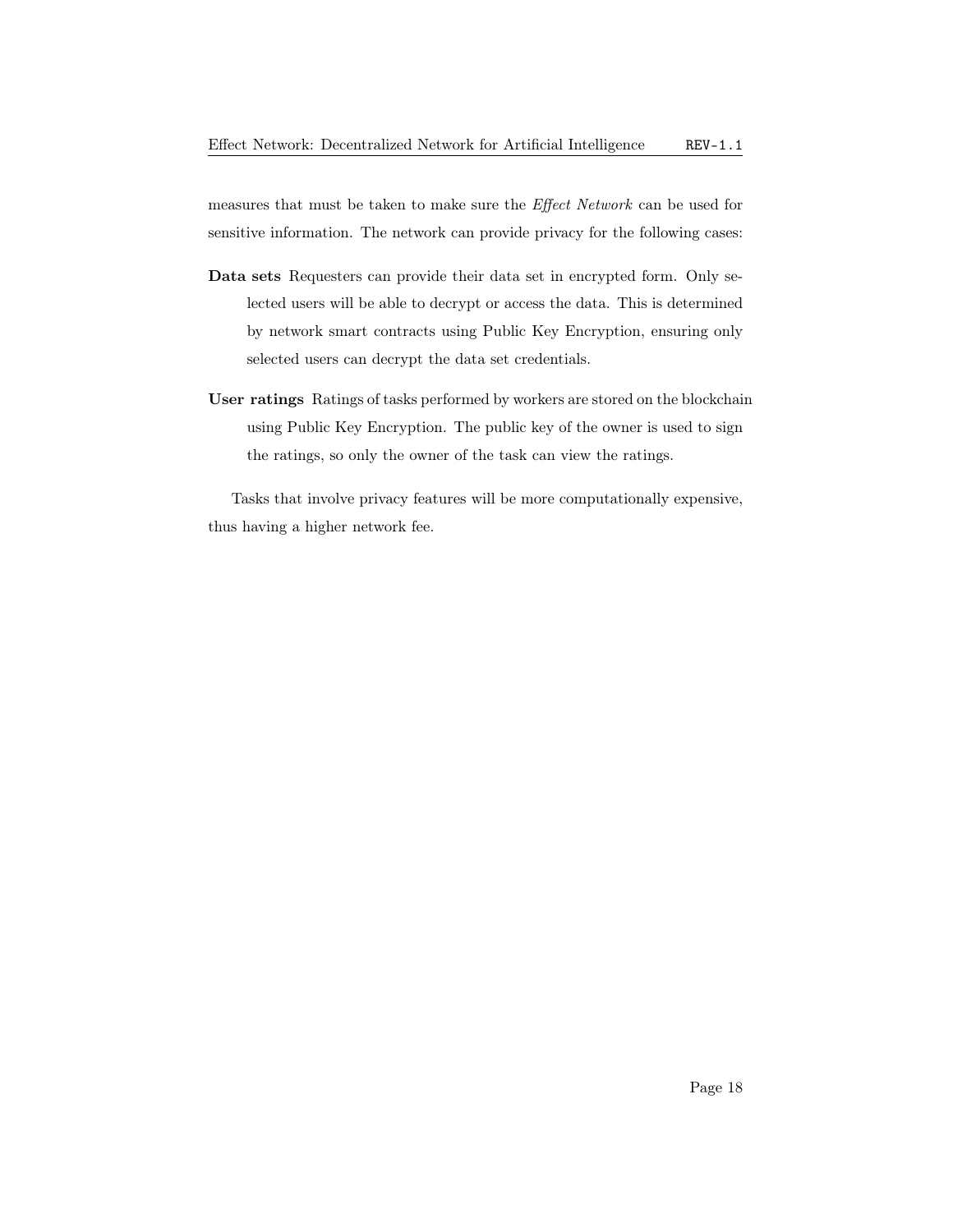measures that must be taken to make sure the *Effect Network* can be used for sensitive information. The network can provide privacy for the following cases:

**Data sets** Requesters can provide their data set in encrypted form. Only selected users will be able to decrypt or access the data. This is determined by network smart contracts using Public Key Encryption, ensuring only selected users can decrypt the data set credentials.

**User ratings** Ratings of tasks performed by workers are stored on the blockchain using Public Key Encryption. The public key of the owner is used to sign the ratings, so only the owner of the task can view the ratings.

Tasks that involve privacy features will be more computationally expensive, thus having a higher network fee.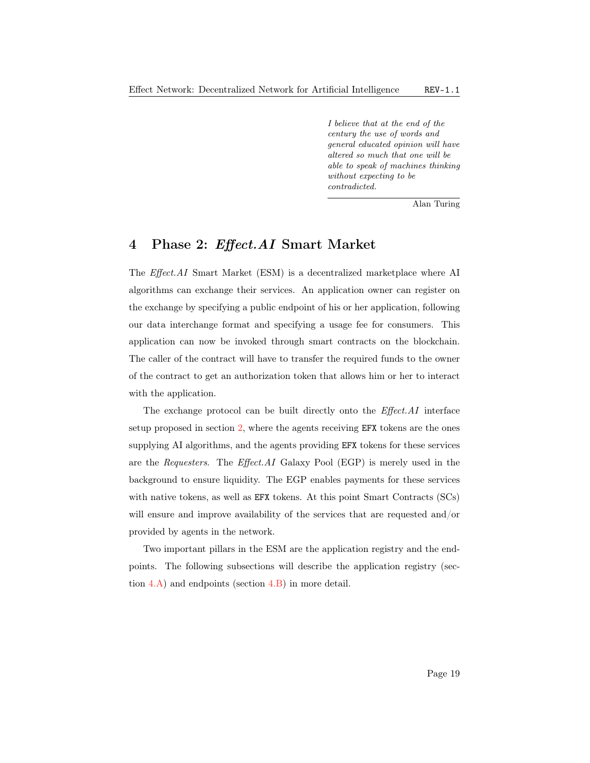*I believe that at the end of the century the use of words and general educated opinion will have altered so much that one will be able to speak of machines thinking without expecting to be contradicted.*

Alan Turing

## 4 Phase 2: *Effect.AI* Smart Market

The *Effect.AI* Smart Market (ESM) is a decentralized marketplace where AI algorithms can exchange their services. An application owner can register on the exchange by specifying a public endpoint of his or her application, following our data interchange format and specifying a usage fee for consumers. This application can now be invoked through smart contracts on the blockchain. The caller of the contract will have to transfer the required funds to the owner of the contract to get an authorization token that allows him or her to interact with the application.

The exchange protocol can be built directly onto the *Effect.AI* interface setup proposed in section 2, where the agents receiving `EFX` tokens are the ones supplying AI algorithms, and the agents providing `EFX` tokens for these services are the *Requesters*. The *Effect.AI* Galaxy Pool (EGP) is merely used in the background to ensure liquidity. The EGP enables payments for these services with native tokens, as well as `EFX` tokens. At this point Smart Contracts (SCs) will ensure and improve availability of the services that are requested and/or provided by agents in the network.

Two important pillars in the ESM are the application registry and the endpoints. The following subsections will describe the application registry (section 4.A) and endpoints (section 4.B) in more detail.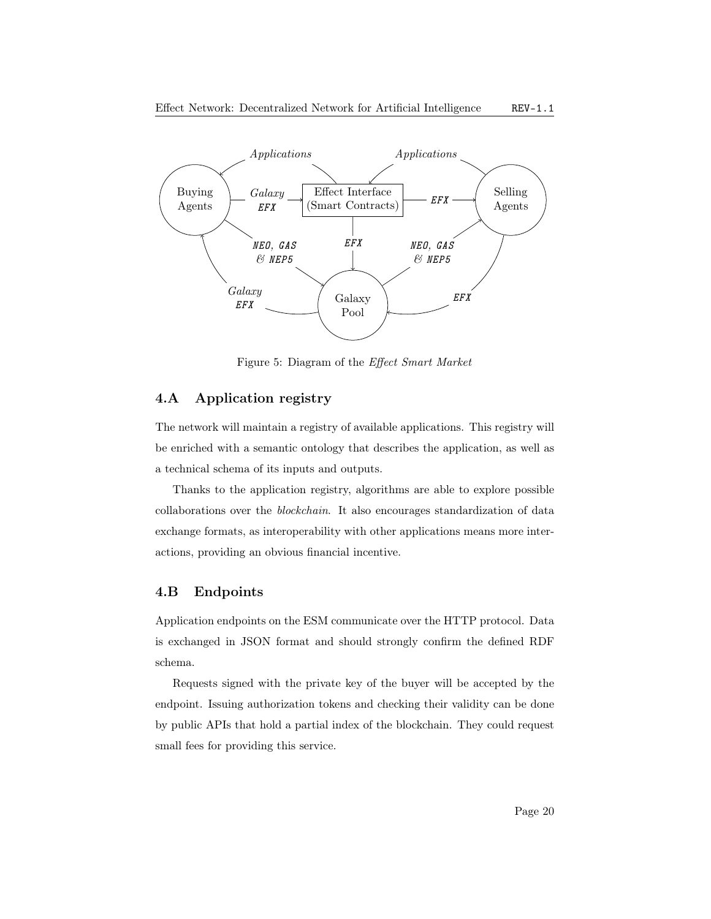Figure 5: Diagram of the *Effect Smart Market*

## 4.A Application registry

The network will maintain a registry of available applications. This registry will be enriched with a semantic ontology that describes the application, as well as a technical schema of its inputs and outputs.

Thanks to the application registry, algorithms are able to explore possible collaborations over the *blockchain*. It also encourages standardization of data exchange formats, as interoperability with other applications means more interactions, providing an obvious financial incentive.

## 4.B Endpoints

Application endpoints on the ESM communicate over the HTTP protocol. Data is exchanged in JSON format and should strongly confirm the defined RDF schema.

Requests signed with the private key of the buyer will be accepted by the endpoint. Issuing authorization tokens and checking their validity can be done by public APIs that hold a partial index of the blockchain. They could request small fees for providing this service.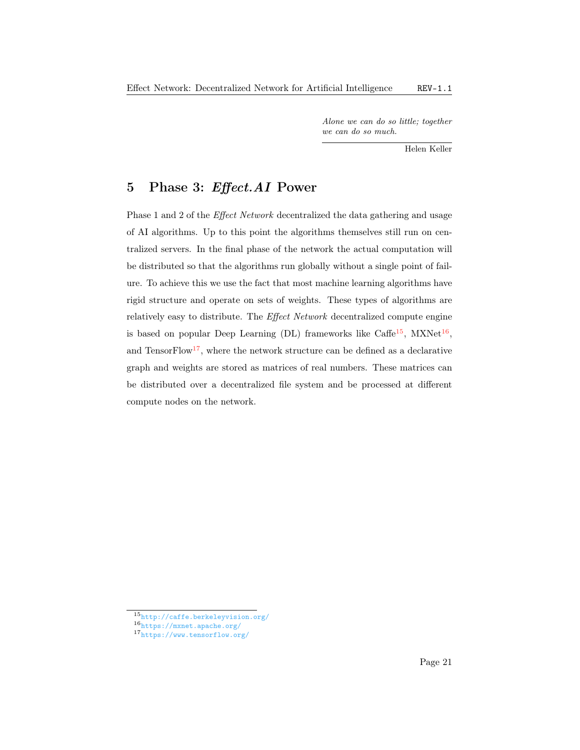*Alone we can do so little; together we can do so much.*

Helen Keller

## 5 Phase 3: *Effect.AI* Power

Phase 1 and 2 of the *Effect Network* decentralized the data gathering and usage of AI algorithms. Up to this point the algorithms themselves still run on centralized servers. In the final phase of the network the actual computation will be distributed so that the algorithms run globally without a single point of failure. To achieve this we use the fact that most machine learning algorithms have rigid structure and operate on sets of weights. These types of algorithms are relatively easy to distribute. The *Effect Network* decentralized compute engine is based on popular Deep Learning (DL) frameworks like Caffe[15], MXNet[16], and TensorFlow[17], where the network structure can be defined as a declarative graph and weights are stored as matrices of real numbers. These matrices can be distributed over a decentralized file system and be processed at different compute nodes on the network.

---

[15] http://caffe.berkeleyvision.org/

[16] https://mxnet.apache.org/

[17] https://www.tensorflow.org/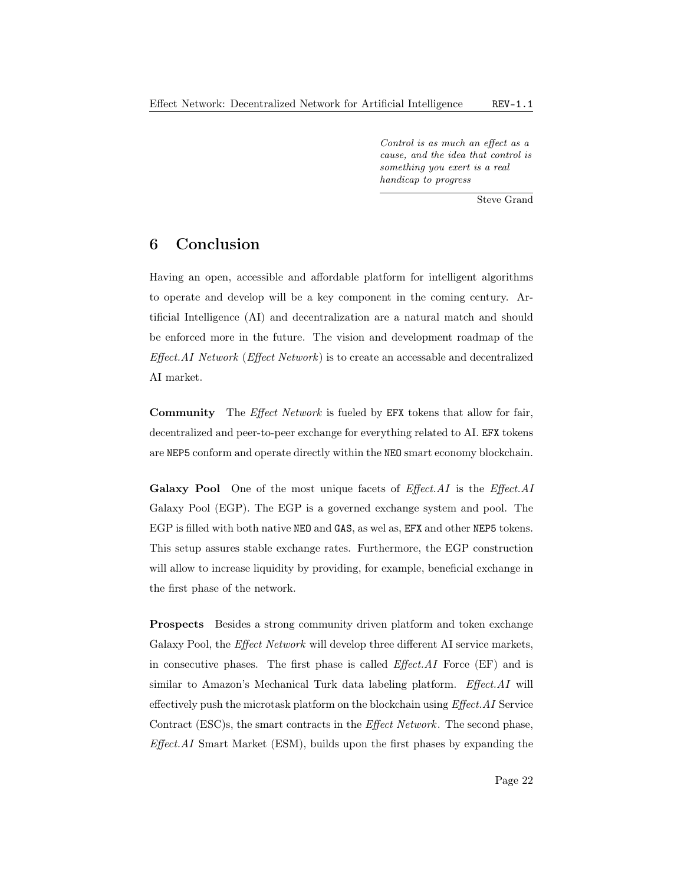*Control is as much an effect as a cause, and the idea that control is something you exert is a real handicap to progress*

Steve Grand

## 6 Conclusion

Having an open, accessible and affordable platform for intelligent algorithms to operate and develop will be a key component in the coming century. Artificial Intelligence (AI) and decentralization are a natural match and should be enforced more in the future. The vision and development roadmap of the *Effect.AI Network* (*Effect Network*) is to create an accessable and decentralized AI market.

**Community** The *Effect Network* is fueled by `EFX` tokens that allow for fair, decentralized and peer-to-peer exchange for everything related to AI. `EFX` tokens are `NEP5` conform and operate directly within the `NEO` smart economy blockchain.

**Galaxy Pool** One of the most unique facets of *Effect.AI* is the *Effect.AI* Galaxy Pool (EGP). The EGP is a governed exchange system and pool. The EGP is filled with both native `NEO` and `GAS`, as wel as, `EFX` and other `NEP5` tokens. This setup assures stable exchange rates. Furthermore, the EGP construction will allow to increase liquidity by providing, for example, beneficial exchange in the first phase of the network.

**Prospects** Besides a strong community driven platform and token exchange Galaxy Pool, the *Effect Network* will develop three different AI service markets, in consecutive phases. The first phase is called *Effect.AI* Force (EF) and is similar to Amazon's Mechanical Turk data labeling platform. *Effect.AI* will effectively push the microtask platform on the blockchain using *Effect.AI* Service Contract (ESC)s, the smart contracts in the *Effect Network*. The second phase, *Effect.AI* Smart Market (ESM), builds upon the first phases by expanding the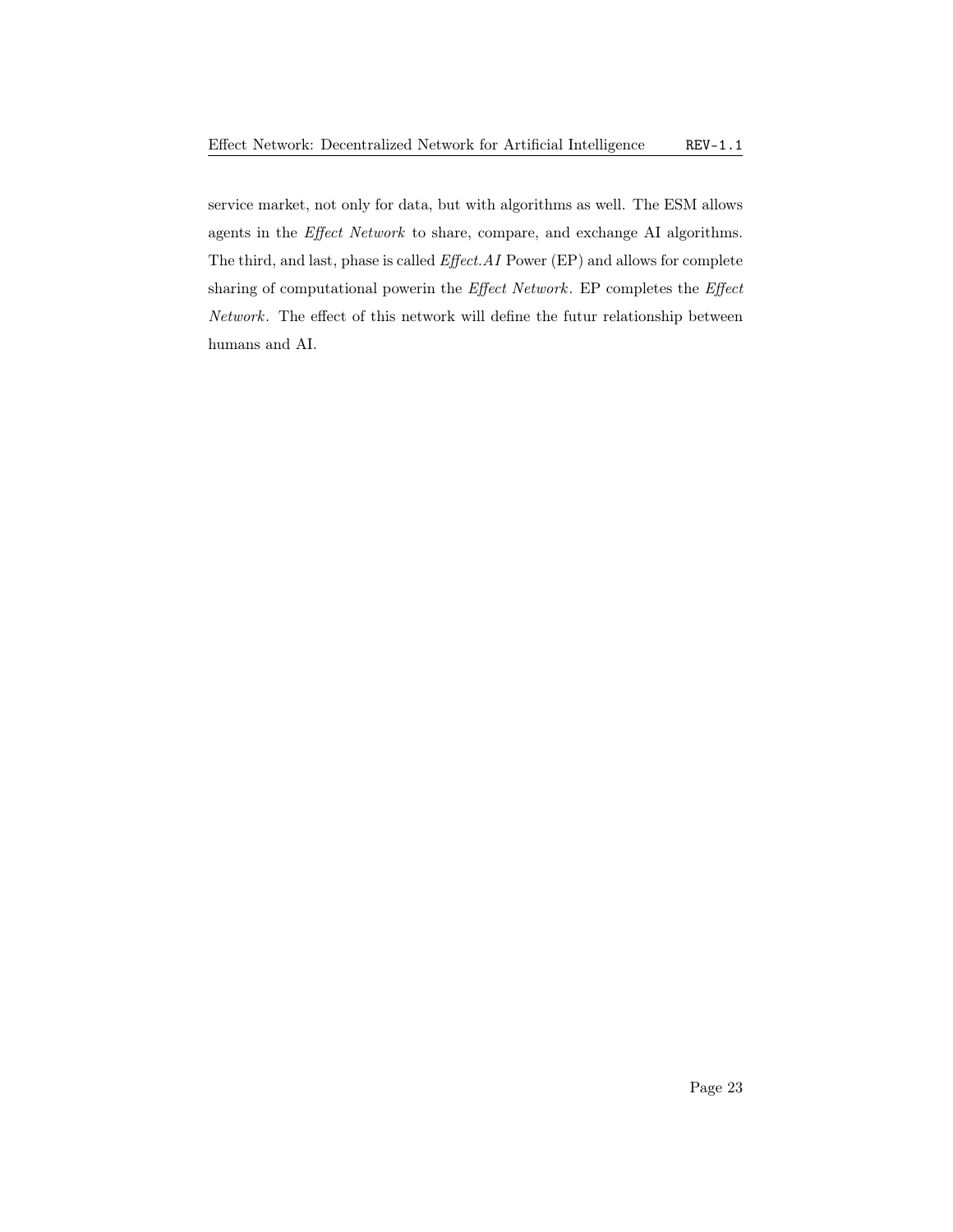service market, not only for data, but with algorithms as well. The ESM allows agents in the *Effect Network* to share, compare, and exchange AI algorithms. The third, and last, phase is called *Effect.AI* Power (EP) and allows for complete sharing of computational powerin the *Effect Network*. EP completes the *Effect Network*. The effect of this network will define the futur relationship between humans and AI.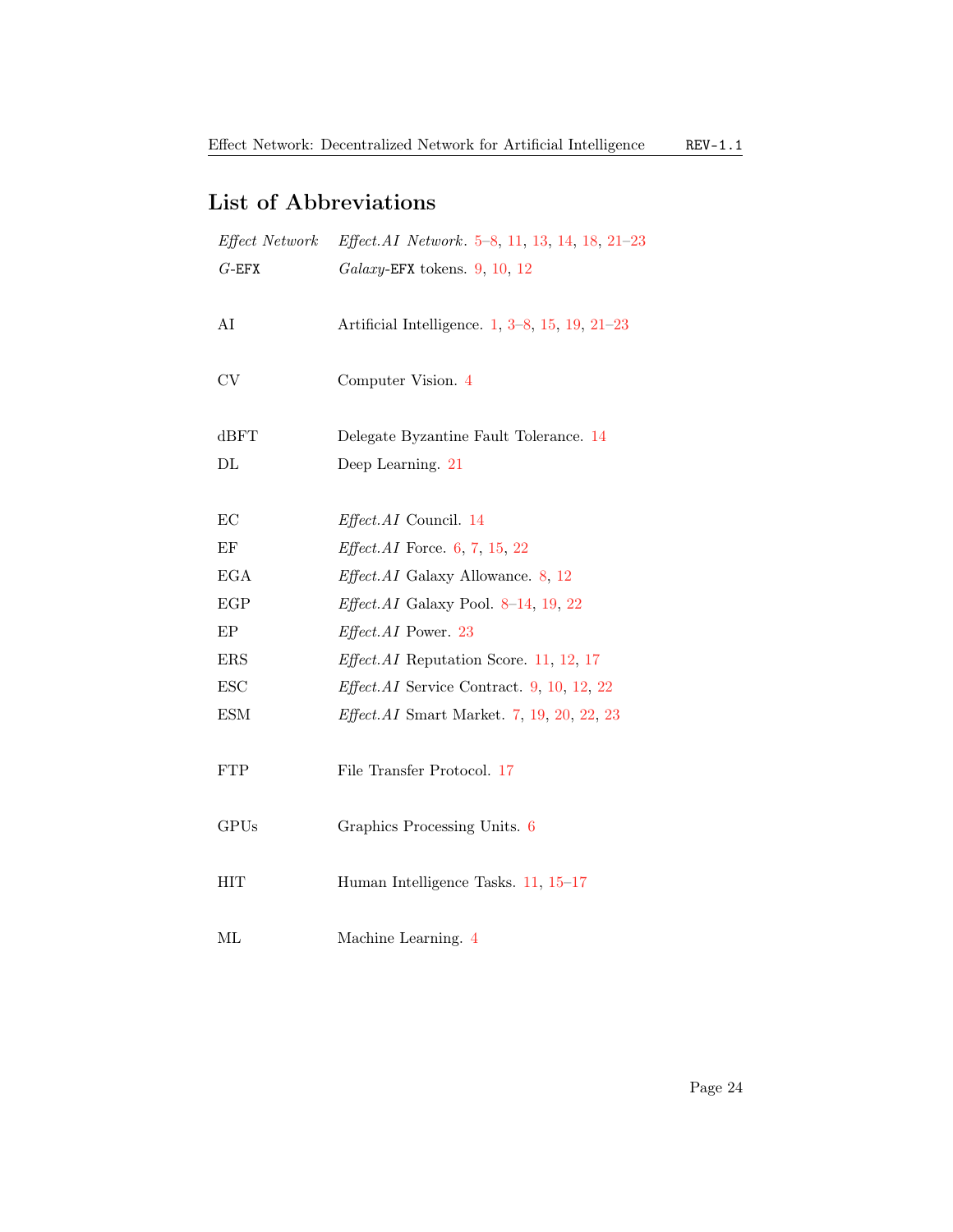## List of Abbreviations

| | |
|---|---|
| *Effect Network* | *Effect.AI Network*. 5–8, 11, 13, 14, 18, 21–23 |
| *G*-EFX | *Galaxy*-EFX tokens. 9, 10, 12 |
| AI | Artificial Intelligence. 1, 3–8, 15, 19, 21–23 |
| CV | Computer Vision. 4 |
| dBFT | Delegate Byzantine Fault Tolerance. 14 |
| DL | Deep Learning. 21 |
| EC | *Effect.AI* Council. 14 |
| EF | *Effect.AI* Force. 6, 7, 15, 22 |
| EGA | *Effect.AI* Galaxy Allowance. 8, 12 |
| EGP | *Effect.AI* Galaxy Pool. 8–14, 19, 22 |
| EP | *Effect.AI* Power. 23 |
| ERS | *Effect.AI* Reputation Score. 11, 12, 17 |
| ESC | *Effect.AI* Service Contract. 9, 10, 12, 22 |
| ESM | *Effect.AI* Smart Market. 7, 19, 20, 22, 23 |
| FTP | File Transfer Protocol. 17 |
| GPUs | Graphics Processing Units. 6 |
| HIT | Human Intelligence Tasks. 11, 15–17 |
| ML | Machine Learning. 4 |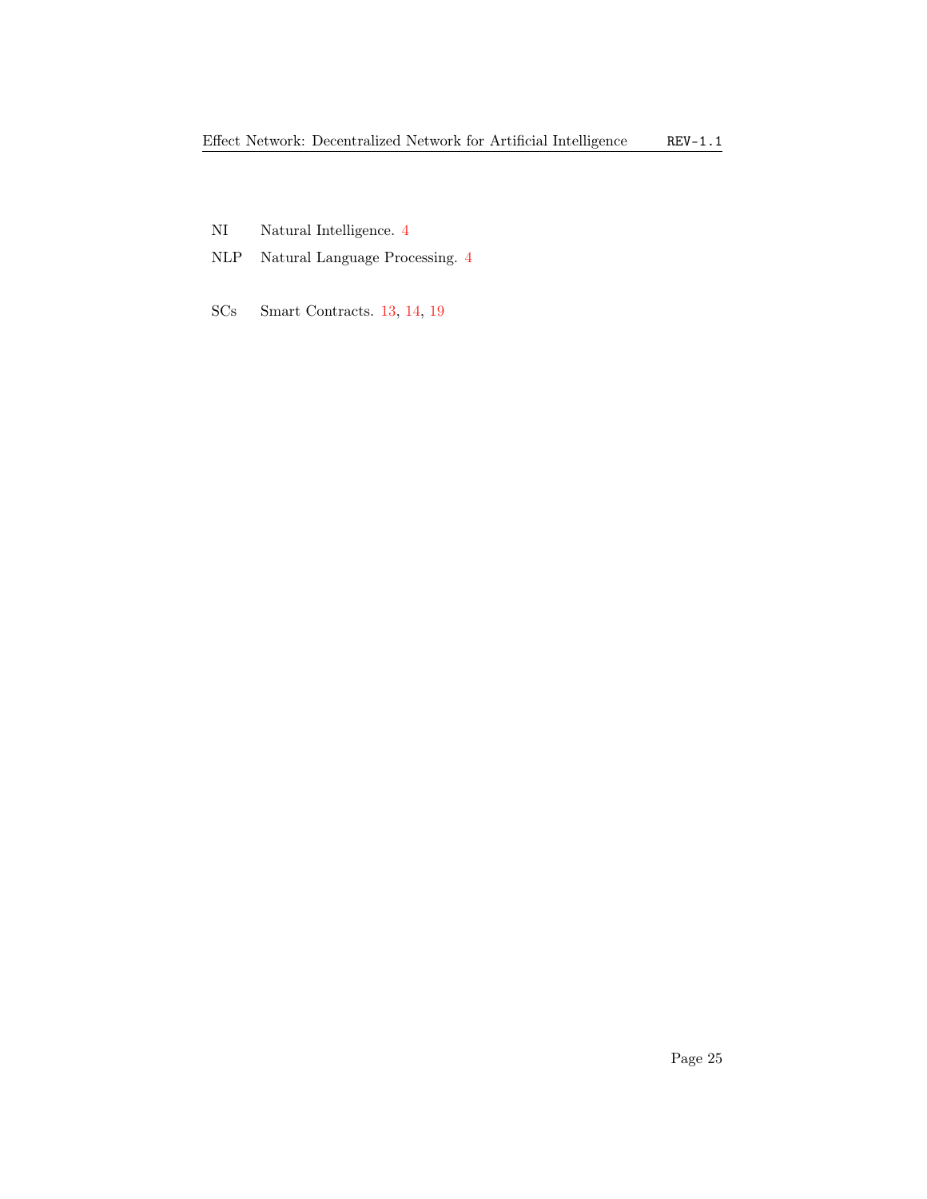NI Natural Intelligence. 4

NLP Natural Language Processing. 4

SCs Smart Contracts. 13, 14, 19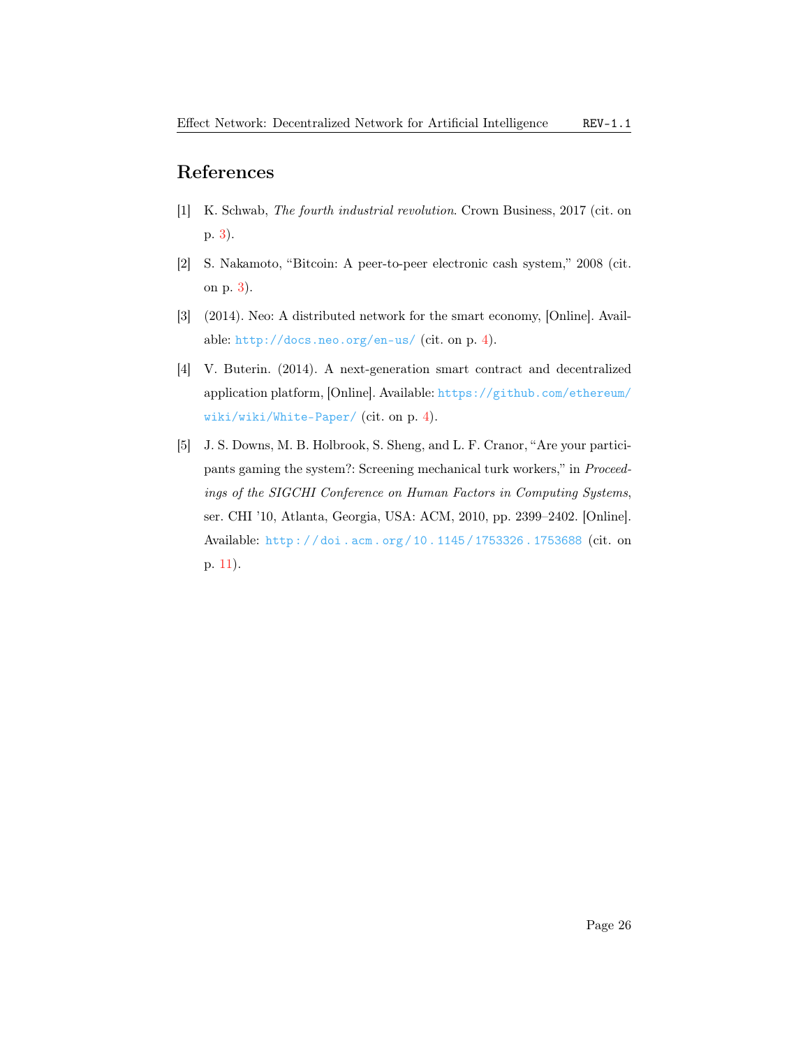## References

[1] K. Schwab, *The fourth industrial revolution*. Crown Business, 2017 (cit. on p. 3).

[2] S. Nakamoto, "Bitcoin: A peer-to-peer electronic cash system," 2008 (cit. on p. 3).

[3] (2014). Neo: A distributed network for the smart economy, [Online]. Available: http://docs.neo.org/en-us/ (cit. on p. 4).

[4] V. Buterin. (2014). A next-generation smart contract and decentralized application platform, [Online]. Available: https://github.com/ethereum/wiki/wiki/White-Paper/ (cit. on p. 4).

[5] J. S. Downs, M. B. Holbrook, S. Sheng, and L. F. Cranor, "Are your participants gaming the system?: Screening mechanical turk workers," in *Proceedings of the SIGCHI Conference on Human Factors in Computing Systems*, ser. CHI '10, Atlanta, Georgia, USA: ACM, 2010, pp. 2399–2402. [Online]. Available: http://doi.acm.org/10.1145/1753326.1753688 (cit. on p. 11).